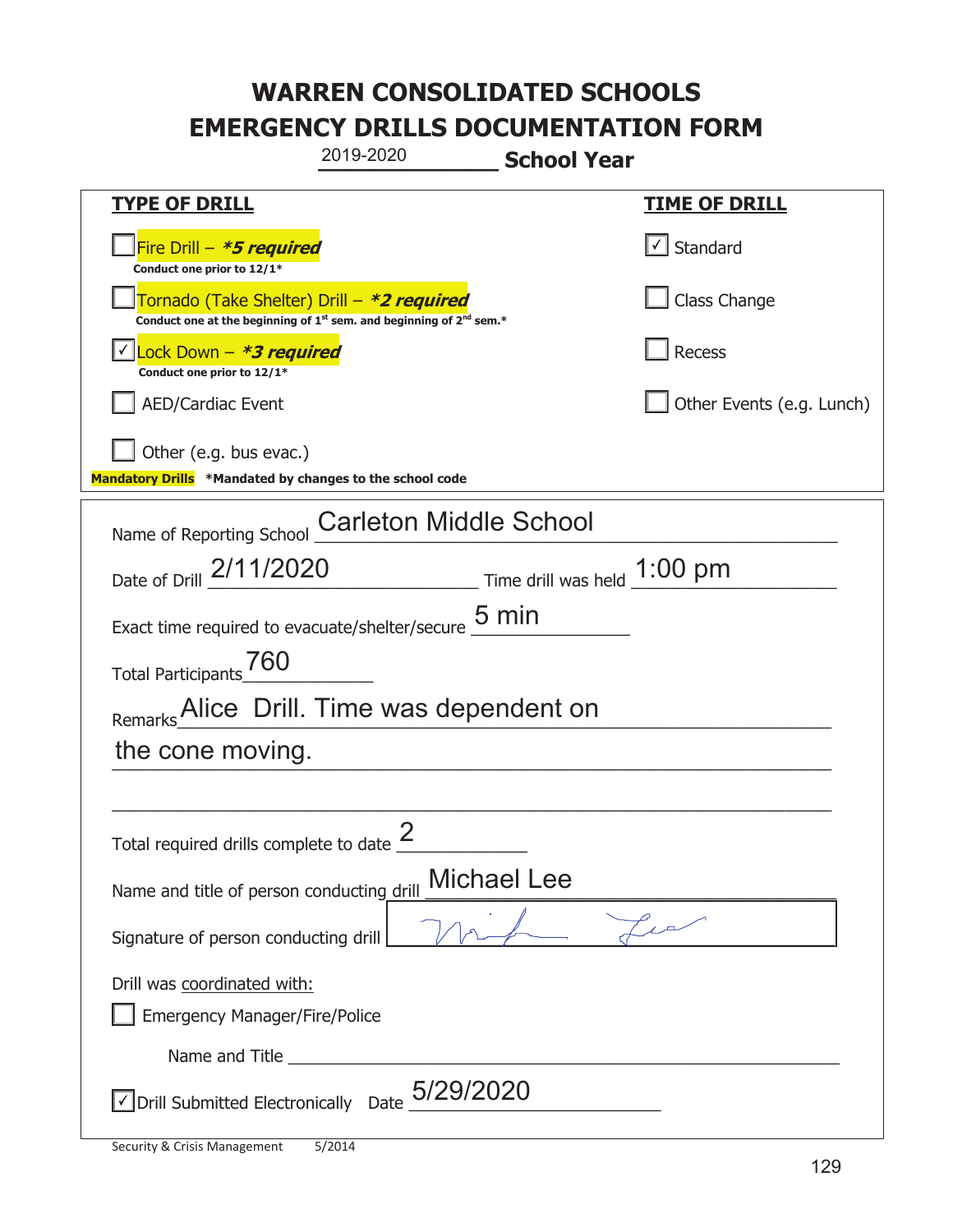# WARREN CONSOLIDATED SCHOOLS
# EMERGENCY DRILLS DOCUMENTATION FORM

2019-2020 **School Year**

| **TYPE OF DRILL** | **TIME OF DRILL** |
|---|---|
| ☐ Fire Drill – ***5 required*** <br> **Conduct one prior to 12/1*** | ☑ Standard |
| ☐ Tornado (Take Shelter) Drill – ***2 required*** <br> **Conduct one at the beginning of 1st sem. and beginning of 2nd sem.*** | ☐ Class Change |
| ☑ Lock Down – ***3 required*** <br> **Conduct one prior to 12/1*** | ☐ Recess |
| ☐ AED/Cardiac Event | ☐ Other Events (e.g. Lunch) |
| ☐ Other (e.g. bus evac.) | |

**Mandatory Drills** ***Mandated by changes to the school code**

Name of Reporting School: Carleton Middle School

Date of Drill: 2/11/2020 Time drill was held: 1:00 pm

Exact time required to evacuate/shelter/secure: 5 min

Total Participants: 760

Remarks: Alice Drill. Time was dependent on the cone moving.

Total required drills complete to date: 2

Name and title of person conducting drill: Michael Lee

Signature of person conducting drill: [signature]

Drill was coordinated with:

☐ Emergency Manager/Fire/Police

Name and Title: ____________________

☑ Drill Submitted Electronically Date: 5/29/2020

Security & Crisis Management 5/2014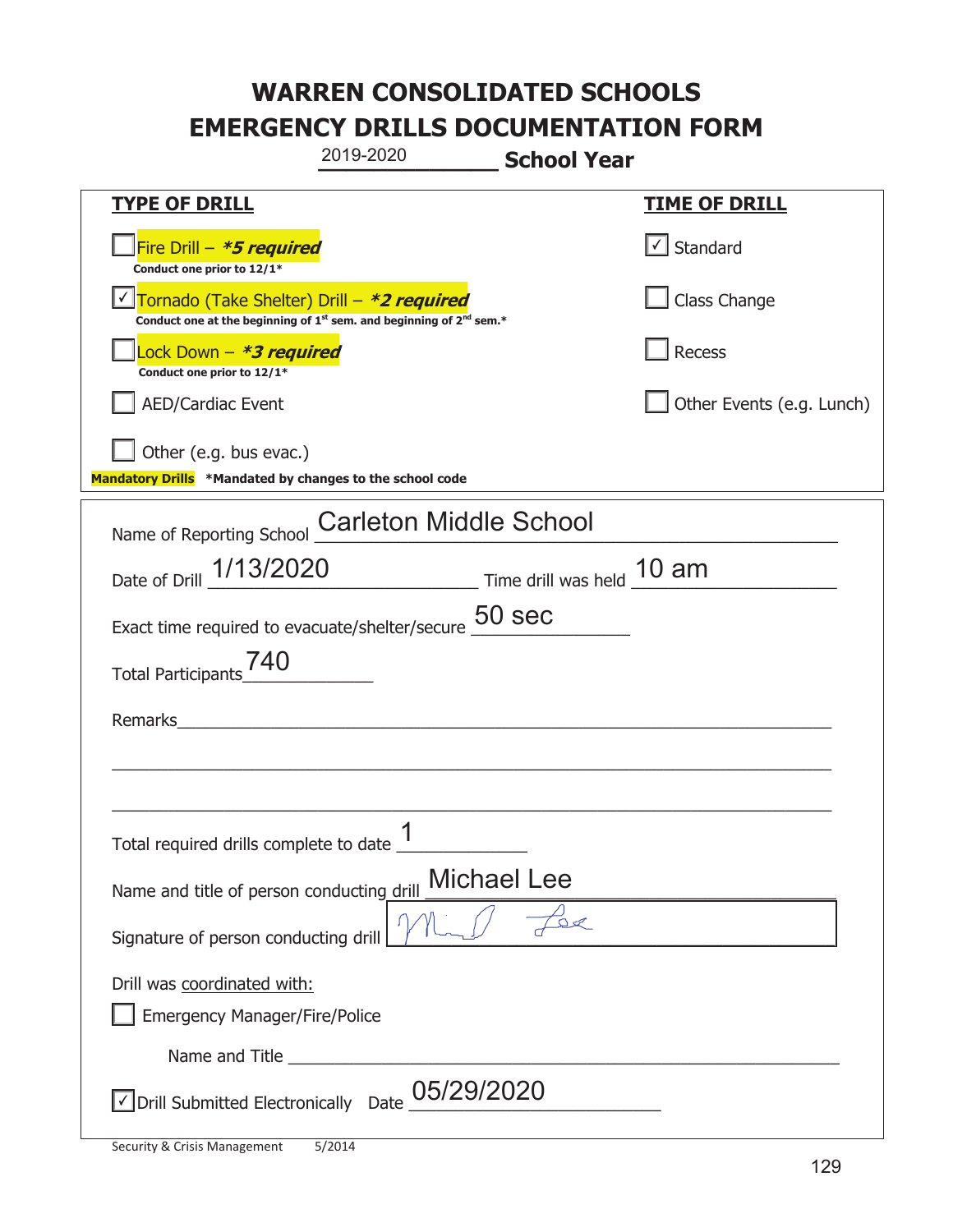# WARREN CONSOLIDATED SCHOOLS
# EMERGENCY DRILLS DOCUMENTATION FORM

2019-2020 **School Year**

| **TYPE OF DRILL** | **TIME OF DRILL** |
|---|---|
| ☐ Fire Drill – ***5 required*** Conduct one prior to 12/1* | ☑ Standard |
| ☑ Tornado (Take Shelter) Drill – ***2 required*** Conduct one at the beginning of 1st sem. and beginning of 2nd sem.* | ☐ Class Change |
| ☐ Lock Down – ***3 required*** Conduct one prior to 12/1* | ☐ Recess |
| ☐ AED/Cardiac Event | ☐ Other Events (e.g. Lunch) |
| ☐ Other (e.g. bus evac.) | |

**Mandatory Drills** ***Mandated by changes to the school code**

Name of Reporting School: Carleton Middle School

Date of Drill: 1/13/2020 Time drill was held: 10 am

Exact time required to evacuate/shelter/secure: 50 sec

Total Participants: 740

Remarks: ______________________________

Total required drills complete to date: 1

Name and title of person conducting drill: Michael Lee

Signature of person conducting drill: [signature]

Drill was coordinated with:

☐ Emergency Manager/Fire/Police

Name and Title ______________________________

☑ Drill Submitted Electronically Date: 05/29/2020

Security & Crisis Management 5/2014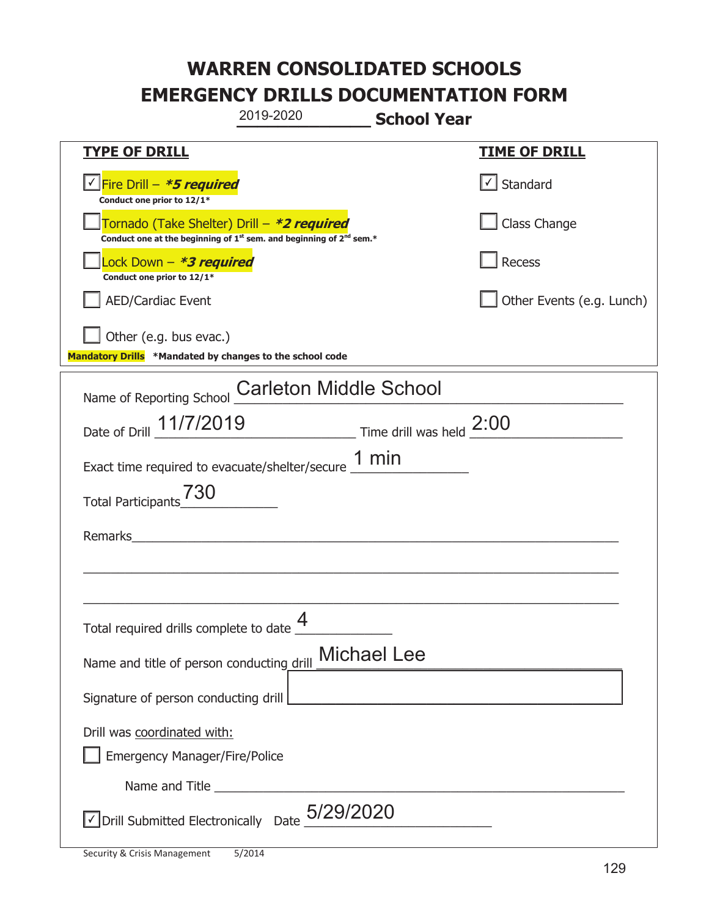# WARREN CONSOLIDATED SCHOOLS
# EMERGENCY DRILLS DOCUMENTATION FORM

2019-2020 **School Year**

| **TYPE OF DRILL** | **TIME OF DRILL** |
|---|---|
| ☑ Fire Drill – ***5 required*** <br> **Conduct one prior to 12/1*** | ☑ Standard |
| ☐ Tornado (Take Shelter) Drill – ***2 required*** <br> **Conduct one at the beginning of 1st sem. and beginning of 2nd sem.*** | ☐ Class Change |
| ☐ Lock Down – ***3 required*** <br> **Conduct one prior to 12/1*** | ☐ Recess |
| ☐ AED/Cardiac Event | ☐ Other Events (e.g. Lunch) |
| ☐ Other (e.g. bus evac.) | |

**Mandatory Drills** ***Mandated by changes to the school code**

Name of Reporting School: Carleton Middle School

Date of Drill: 11/7/2019 Time drill was held: 2:00

Exact time required to evacuate/shelter/secure: 1 min

Total Participants: 730

Remarks: ______________________________

Total required drills complete to date: 4

Name and title of person conducting drill: Michael Lee

Signature of person conducting drill: ______________________________

Drill was coordinated with:

☐ Emergency Manager/Fire/Police

Name and Title ______________________________

☑ Drill Submitted Electronically Date: 5/29/2020

Security & Crisis Management 5/2014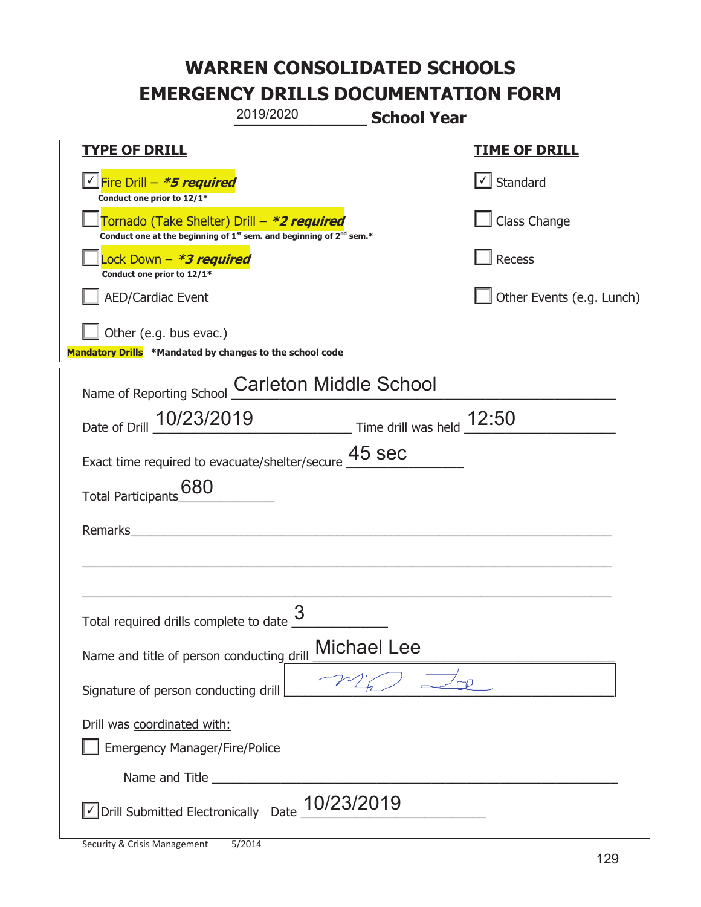# WARREN CONSOLIDATED SCHOOLS
# EMERGENCY DRILLS DOCUMENTATION FORM

2019/2020 **School Year**

| **TYPE OF DRILL** | **TIME OF DRILL** |
|---|---|
| ☑ Fire Drill – ***5 required*** <br> **Conduct one prior to 12/1*** | ☑ Standard |
| ☐ Tornado (Take Shelter) Drill – ***2 required*** <br> **Conduct one at the beginning of 1st sem. and beginning of 2nd sem.*** | ☐ Class Change |
| ☐ Lock Down – ***3 required*** <br> **Conduct one prior to 12/1*** | ☐ Recess |
| ☐ AED/Cardiac Event | ☐ Other Events (e.g. Lunch) |
| ☐ Other (e.g. bus evac.) | |

**Mandatory Drills** ***Mandated by changes to the school code**

Name of Reporting School: Carleton Middle School

Date of Drill: 10/23/2019 Time drill was held: 12:50

Exact time required to evacuate/shelter/secure: 45 sec

Total Participants: 680

Remarks: ______________________________

Total required drills complete to date: 3

Name and title of person conducting drill: Michael Lee

Signature of person conducting drill: [signature]

Drill was coordinated with:

☐ Emergency Manager/Fire/Police

Name and Title ______________________________

☑ Drill Submitted Electronically Date: 10/23/2019

Security & Crisis Management 5/2014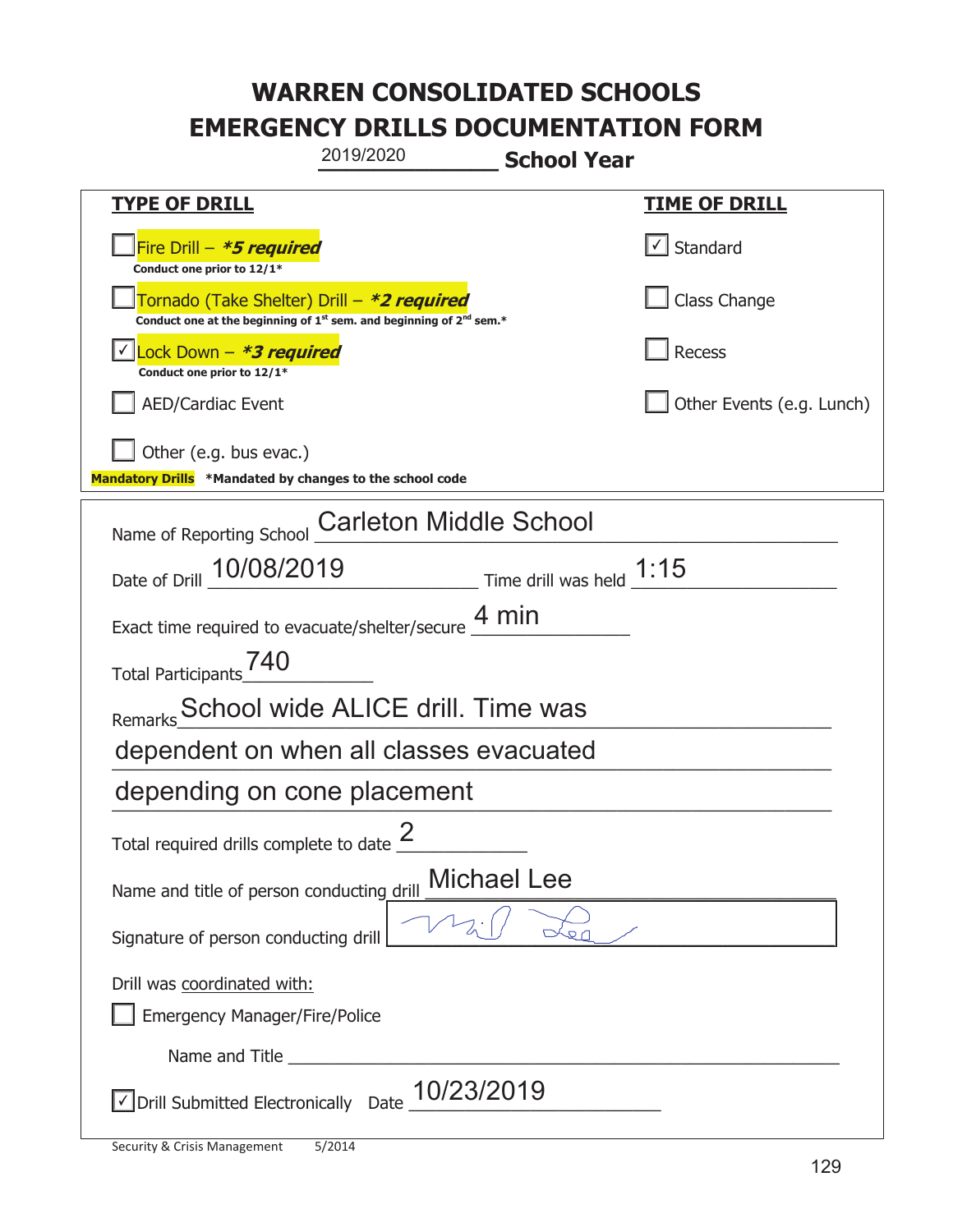# WARREN CONSOLIDATED SCHOOLS
# EMERGENCY DRILLS DOCUMENTATION FORM

2019/2020 **School Year**

| **TYPE OF DRILL** | **TIME OF DRILL** |
|---|---|
| ☐ Fire Drill – ***5 required** <br> **Conduct one prior to 12/1*** | ☑ Standard |
| ☐ Tornado (Take Shelter) Drill – ***2 required** <br> **Conduct one at the beginning of 1st sem. and beginning of 2nd sem.*** | ☐ Class Change |
| ☑ Lock Down – ***3 required** <br> **Conduct one prior to 12/1*** | ☐ Recess |
| ☐ AED/Cardiac Event | ☐ Other Events (e.g. Lunch) |
| ☐ Other (e.g. bus evac.) | |

**Mandatory Drills** ***Mandated by changes to the school code**

Name of Reporting School: Carleton Middle School

Date of Drill: 10/08/2019 Time drill was held: 1:15

Exact time required to evacuate/shelter/secure: 4 min

Total Participants: 740

Remarks: School wide ALICE drill. Time was dependent on when all classes evacuated depending on cone placement

Total required drills complete to date: 2

Name and title of person conducting drill: Michael Lee

Signature of person conducting drill: [signature]

Drill was coordinated with:

☐ Emergency Manager/Fire/Police

Name and Title: ______________________

☑ Drill Submitted Electronically Date: 10/23/2019

Security & Crisis Management 5/2014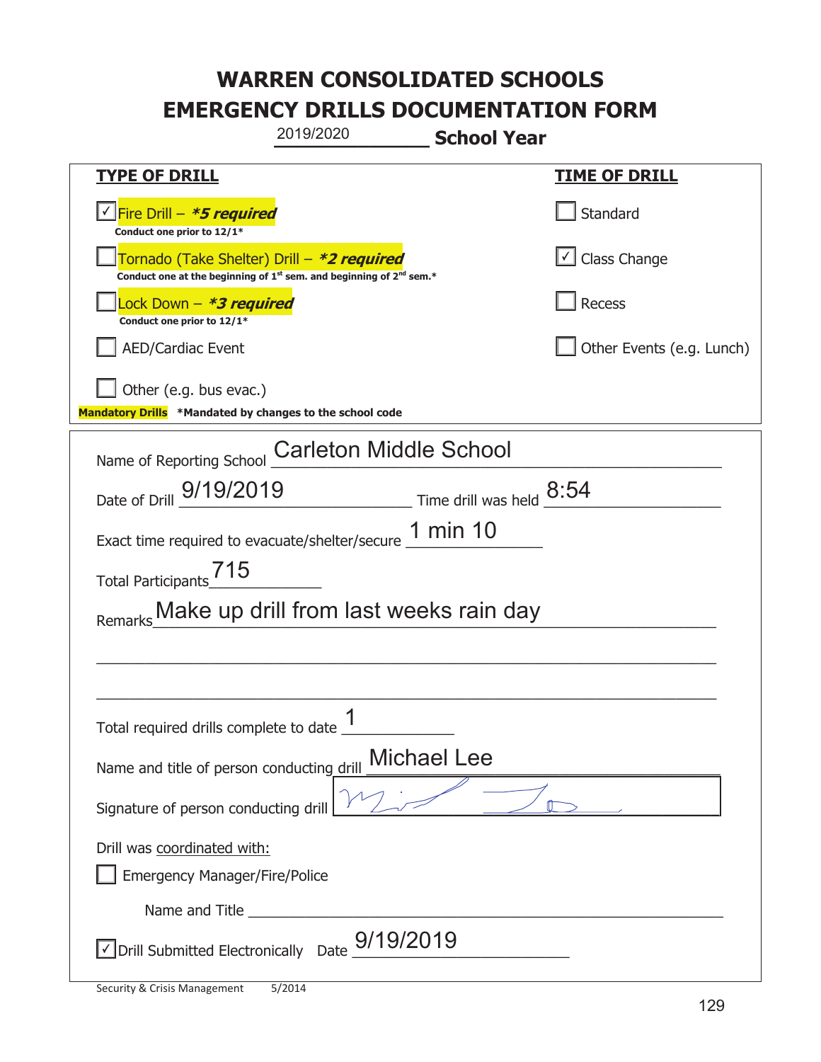# WARREN CONSOLIDATED SCHOOLS
# EMERGENCY DRILLS DOCUMENTATION FORM

2019/2020 **School Year**

| **TYPE OF DRILL** | **TIME OF DRILL** |
|---|---|
| ☑ Fire Drill – ***5 required*** <br> **Conduct one prior to 12/1*** | ☐ Standard |
| ☐ Tornado (Take Shelter) Drill – ***2 required*** <br> **Conduct one at the beginning of 1st sem. and beginning of 2nd sem.*** | ☑ Class Change |
| ☐ Lock Down – ***3 required*** <br> **Conduct one prior to 12/1*** | ☐ Recess |
| ☐ AED/Cardiac Event | ☐ Other Events (e.g. Lunch) |
| ☐ Other (e.g. bus evac.) | |

**Mandatory Drills** **\*Mandated by changes to the school code**

Name of Reporting School: Carleton Middle School

Date of Drill: 9/19/2019 Time drill was held: 8:54

Exact time required to evacuate/shelter/secure: 1 min 10

Total Participants: 715

Remarks: Make up drill from last weeks rain day

Total required drills complete to date: 1

Name and title of person conducting drill: Michael Lee

Signature of person conducting drill: [signature]

Drill was coordinated with:

☐ Emergency Manager/Fire/Police

Name and Title ______________________

☑ Drill Submitted Electronically Date: 9/19/2019

Security & Crisis Management 5/2014